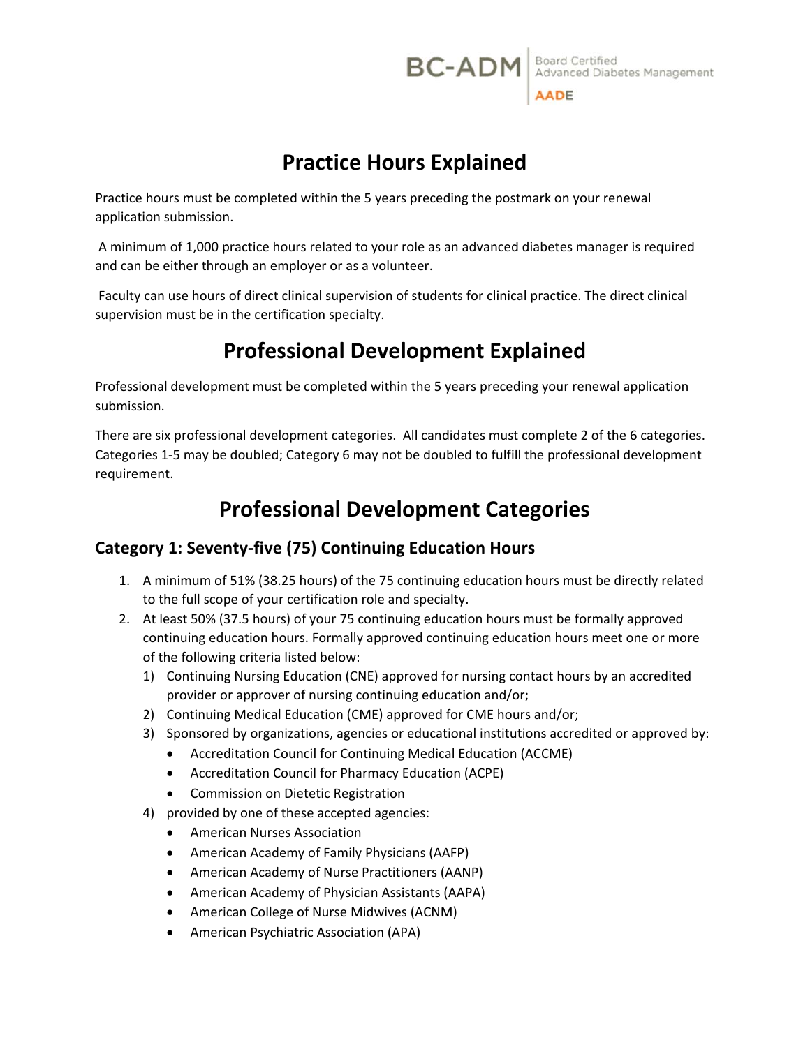BC-ADM | Board Certified Advanced Diabetes Management AADE

# Practice Hours Explained

Practice hours must be completed within the 5 years preceding the postmark on your renewal application submission.

A minimum of 1,000 practice hours related to your role as an advanced diabetes manager is required and can be either through an employer or as a volunteer.

Faculty can use hours of direct clinical supervision of students for clinical practice. The direct clinical supervision must be in the certification specialty.

# Professional Development Explained

Professional development must be completed within the 5 years preceding your renewal application submission.

There are six professional development categories. All candidates must complete 2 of the 6 categories. Categories 1-5 may be doubled; Category 6 may not be doubled to fulfill the professional development requirement.

# Professional Development Categories

## Category 1: Seventy-five (75) Continuing Education Hours

1. A minimum of 51% (38.25 hours) of the 75 continuing education hours must be directly related to the full scope of your certification role and specialty.
2. At least 50% (37.5 hours) of your 75 continuing education hours must be formally approved continuing education hours. Formally approved continuing education hours meet one or more of the following criteria listed below:
   1) Continuing Nursing Education (CNE) approved for nursing contact hours by an accredited provider or approver of nursing continuing education and/or;
   2) Continuing Medical Education (CME) approved for CME hours and/or;
   3) Sponsored by organizations, agencies or educational institutions accredited or approved by:
      - Accreditation Council for Continuing Medical Education (ACCME)
      - Accreditation Council for Pharmacy Education (ACPE)
      - Commission on Dietetic Registration
   4) provided by one of these accepted agencies:
      - American Nurses Association
      - American Academy of Family Physicians (AAFP)
      - American Academy of Nurse Practitioners (AANP)
      - American Academy of Physician Assistants (AAPA)
      - American College of Nurse Midwives (ACNM)
      - American Psychiatric Association (APA)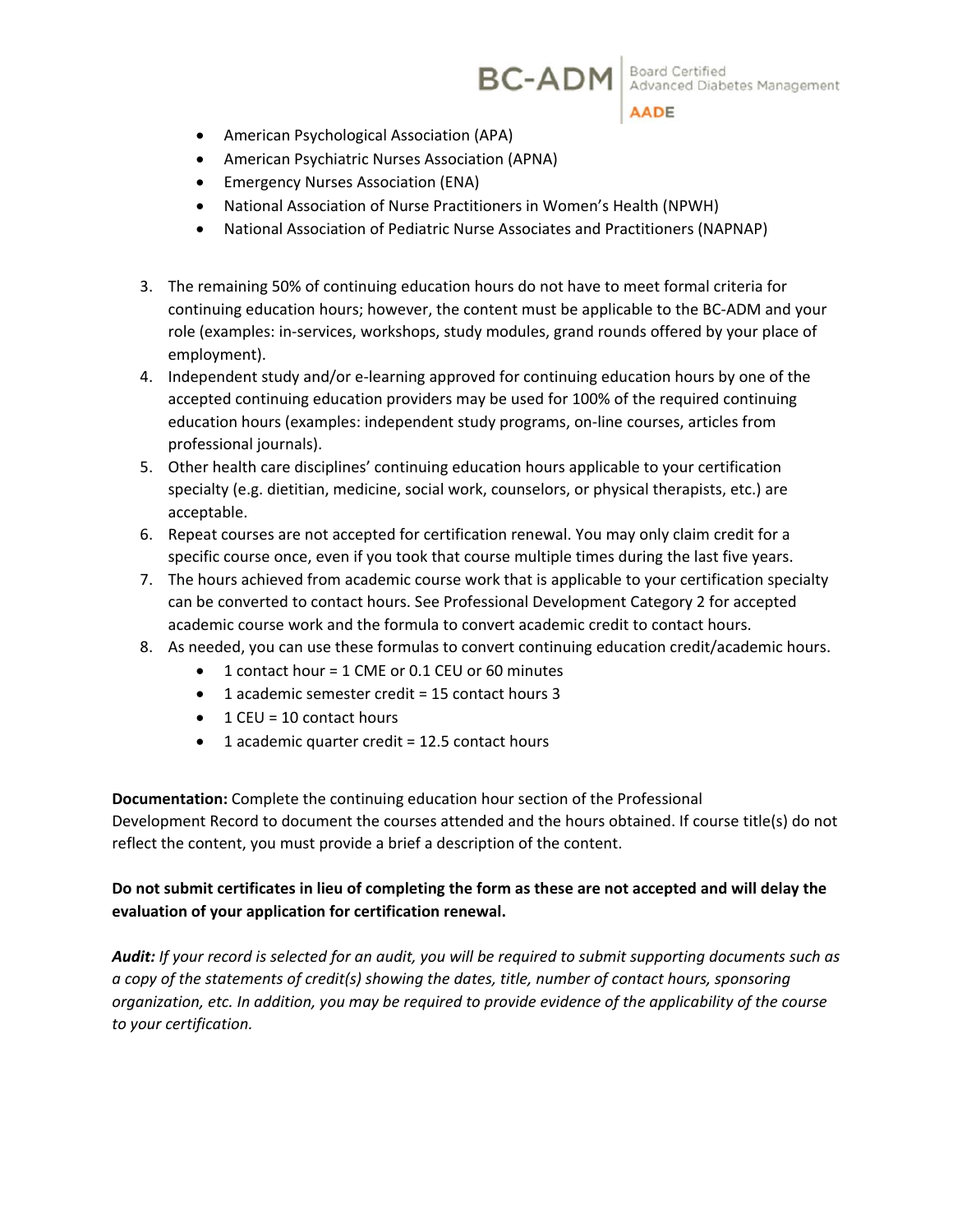- American Psychological Association (APA)
- American Psychiatric Nurses Association (APNA)
- Emergency Nurses Association (ENA)
- National Association of Nurse Practitioners in Women's Health (NPWH)
- National Association of Pediatric Nurse Associates and Practitioners (NAPNAP)

3. The remaining 50% of continuing education hours do not have to meet formal criteria for continuing education hours; however, the content must be applicable to the BC-ADM and your role (examples: in-services, workshops, study modules, grand rounds offered by your place of employment).
4. Independent study and/or e-learning approved for continuing education hours by one of the accepted continuing education providers may be used for 100% of the required continuing education hours (examples: independent study programs, on-line courses, articles from professional journals).
5. Other health care disciplines' continuing education hours applicable to your certification specialty (e.g. dietitian, medicine, social work, counselors, or physical therapists, etc.) are acceptable.
6. Repeat courses are not accepted for certification renewal. You may only claim credit for a specific course once, even if you took that course multiple times during the last five years.
7. The hours achieved from academic course work that is applicable to your certification specialty can be converted to contact hours. See Professional Development Category 2 for accepted academic course work and the formula to convert academic credit to contact hours.
8. As needed, you can use these formulas to convert continuing education credit/academic hours.
   - 1 contact hour = 1 CME or 0.1 CEU or 60 minutes
   - 1 academic semester credit = 15 contact hours 3
   - 1 CEU = 10 contact hours
   - 1 academic quarter credit = 12.5 contact hours

**Documentation:** Complete the continuing education hour section of the Professional Development Record to document the courses attended and the hours obtained. If course title(s) do not reflect the content, you must provide a brief a description of the content.

**Do not submit certificates in lieu of completing the form as these are not accepted and will delay the evaluation of your application for certification renewal.**

***Audit:*** *If your record is selected for an audit, you will be required to submit supporting documents such as a copy of the statements of credit(s) showing the dates, title, number of contact hours, sponsoring organization, etc. In addition, you may be required to provide evidence of the applicability of the course to your certification.*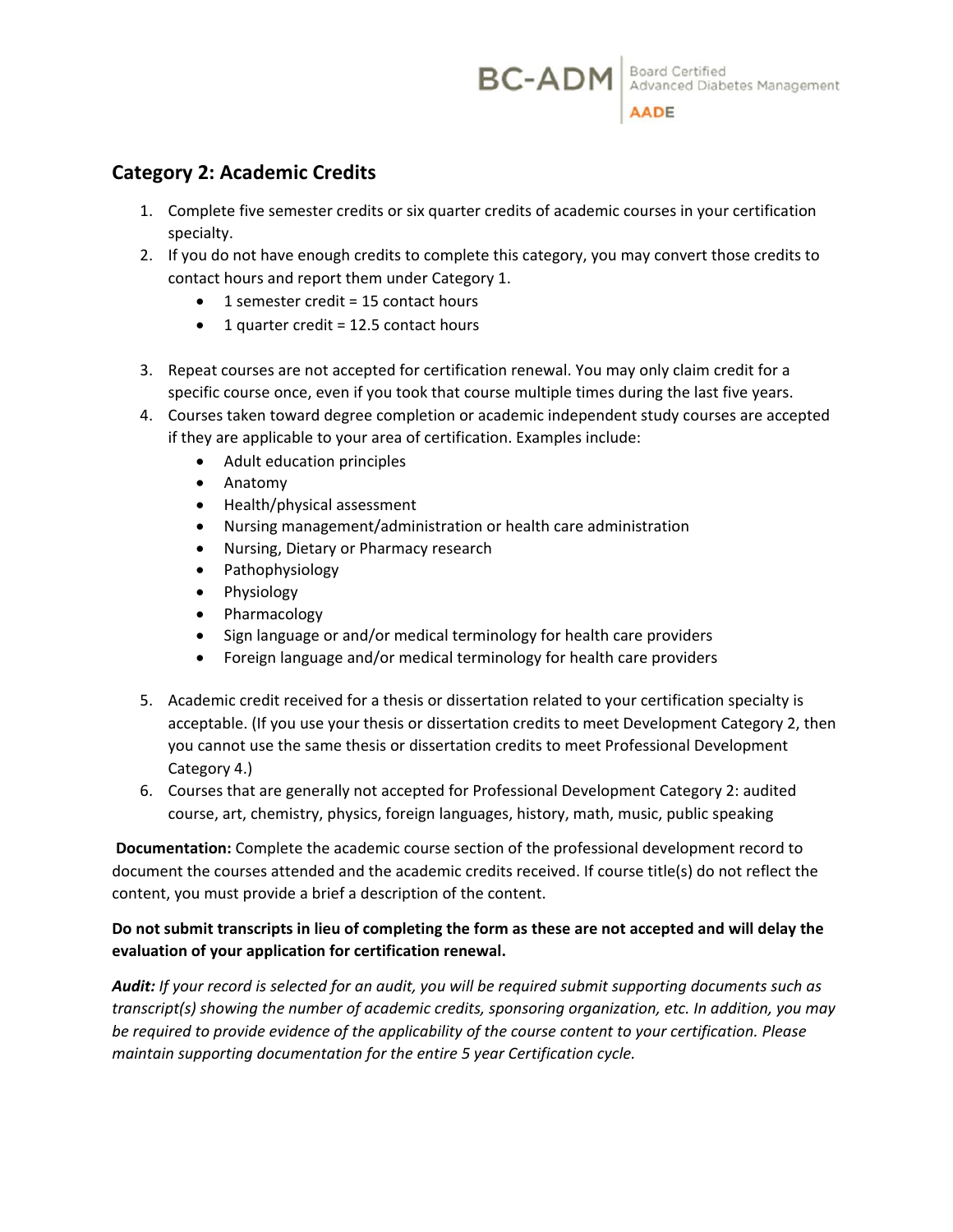## Category 2: Academic Credits

1. Complete five semester credits or six quarter credits of academic courses in your certification specialty.
2. If you do not have enough credits to complete this category, you may convert those credits to contact hours and report them under Category 1.
   - 1 semester credit = 15 contact hours
   - 1 quarter credit = 12.5 contact hours

3. Repeat courses are not accepted for certification renewal. You may only claim credit for a specific course once, even if you took that course multiple times during the last five years.
4. Courses taken toward degree completion or academic independent study courses are accepted if they are applicable to your area of certification. Examples include:
   - Adult education principles
   - Anatomy
   - Health/physical assessment
   - Nursing management/administration or health care administration
   - Nursing, Dietary or Pharmacy research
   - Pathophysiology
   - Physiology
   - Pharmacology
   - Sign language or and/or medical terminology for health care providers
   - Foreign language and/or medical terminology for health care providers

5. Academic credit received for a thesis or dissertation related to your certification specialty is acceptable. (If you use your thesis or dissertation credits to meet Development Category 2, then you cannot use the same thesis or dissertation credits to meet Professional Development Category 4.)
6. Courses that are generally not accepted for Professional Development Category 2: audited course, art, chemistry, physics, foreign languages, history, math, music, public speaking

**Documentation:** Complete the academic course section of the professional development record to document the courses attended and the academic credits received. If course title(s) do not reflect the content, you must provide a brief a description of the content.

**Do not submit transcripts in lieu of completing the form as these are not accepted and will delay the evaluation of your application for certification renewal.**

***Audit:*** *If your record is selected for an audit, you will be required submit supporting documents such as transcript(s) showing the number of academic credits, sponsoring organization, etc. In addition, you may be required to provide evidence of the applicability of the course content to your certification. Please maintain supporting documentation for the entire 5 year Certification cycle.*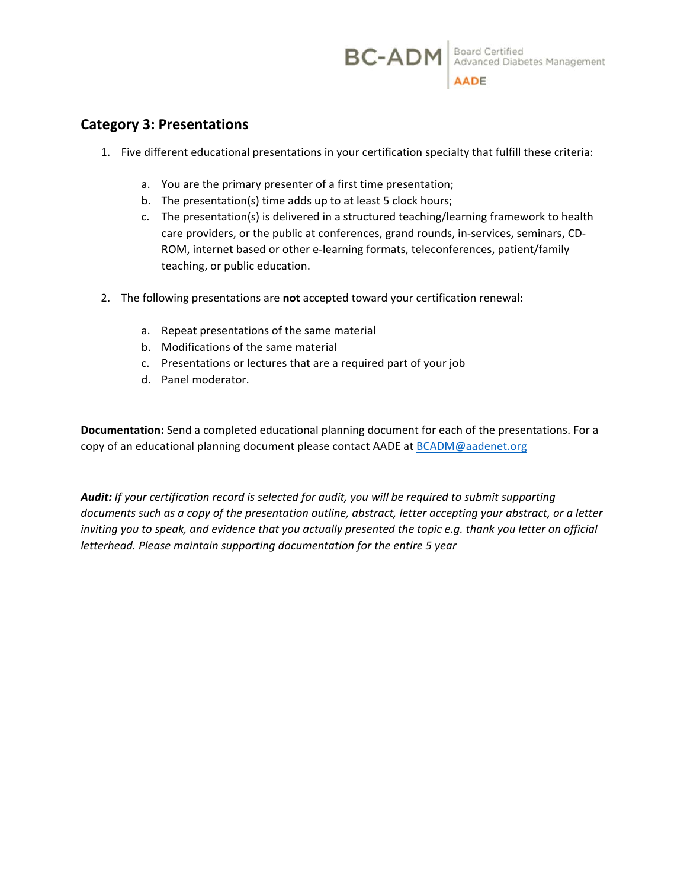## Category 3: Presentations

1. Five different educational presentations in your certification specialty that fulfill these criteria:

   a. You are the primary presenter of a first time presentation;
   b. The presentation(s) time adds up to at least 5 clock hours;
   c. The presentation(s) is delivered in a structured teaching/learning framework to health care providers, or the public at conferences, grand rounds, in-services, seminars, CD-ROM, internet based or other e-learning formats, teleconferences, patient/family teaching, or public education.

2. The following presentations are **not** accepted toward your certification renewal:

   a. Repeat presentations of the same material
   b. Modifications of the same material
   c. Presentations or lectures that are a required part of your job
   d. Panel moderator.

**Documentation:** Send a completed educational planning document for each of the presentations. For a copy of an educational planning document please contact AADE at BCADM@aadenet.org

***Audit:*** *If your certification record is selected for audit, you will be required to submit supporting documents such as a copy of the presentation outline, abstract, letter accepting your abstract, or a letter inviting you to speak, and evidence that you actually presented the topic e.g. thank you letter on official letterhead. Please maintain supporting documentation for the entire 5 year*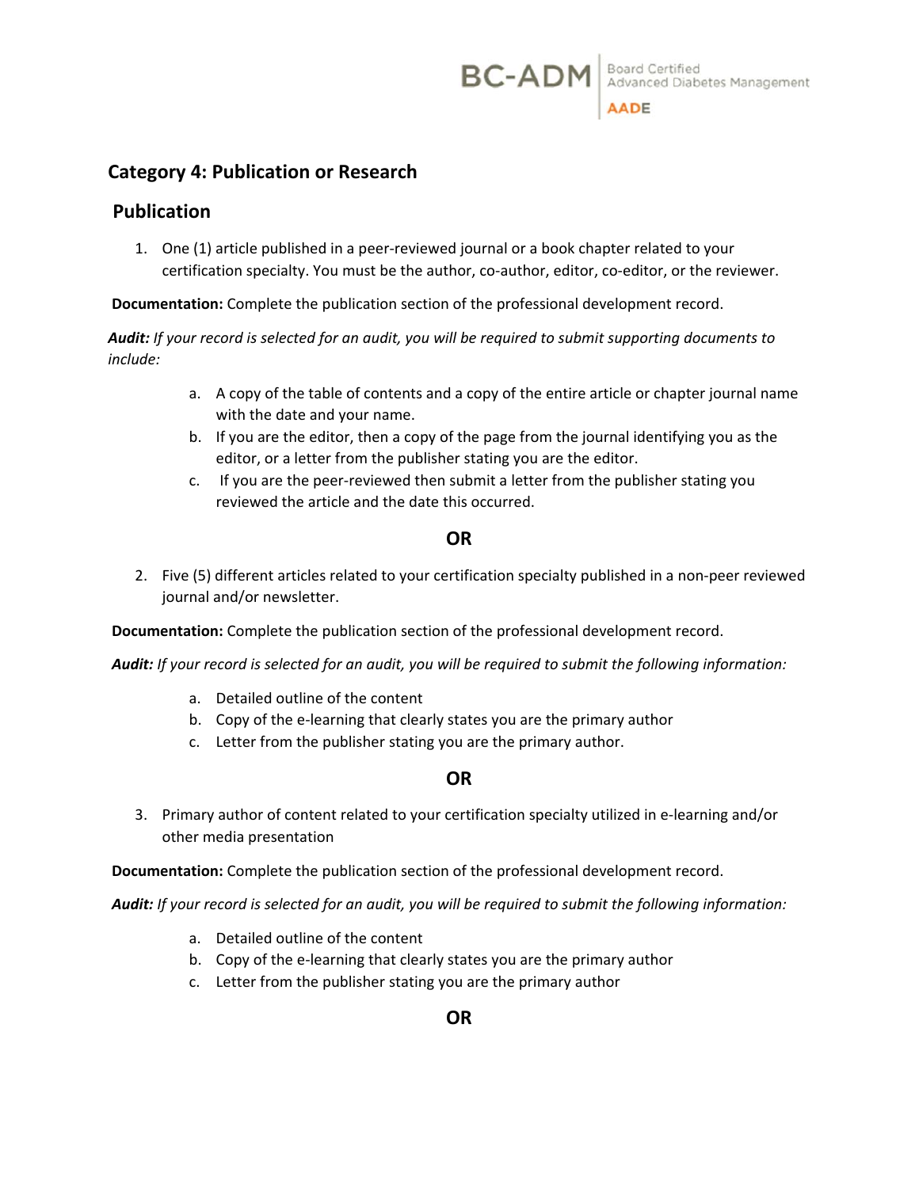## Category 4: Publication or Research

### Publication

1. One (1) article published in a peer-reviewed journal or a book chapter related to your certification specialty. You must be the author, co-author, editor, co-editor, or the reviewer.

**Documentation:** Complete the publication section of the professional development record.

***Audit:*** *If your record is selected for an audit, you will be required to submit supporting documents to include:*

a. A copy of the table of contents and a copy of the entire article or chapter journal name with the date and your name.
b. If you are the editor, then a copy of the page from the journal identifying you as the editor, or a letter from the publisher stating you are the editor.
c. If you are the peer-reviewed then submit a letter from the publisher stating you reviewed the article and the date this occurred.

**OR**

2. Five (5) different articles related to your certification specialty published in a non-peer reviewed journal and/or newsletter.

**Documentation:** Complete the publication section of the professional development record.

***Audit:*** *If your record is selected for an audit, you will be required to submit the following information:*

a. Detailed outline of the content
b. Copy of the e-learning that clearly states you are the primary author
c. Letter from the publisher stating you are the primary author.

**OR**

3. Primary author of content related to your certification specialty utilized in e-learning and/or other media presentation

**Documentation:** Complete the publication section of the professional development record.

***Audit:*** *If your record is selected for an audit, you will be required to submit the following information:*

a. Detailed outline of the content
b. Copy of the e-learning that clearly states you are the primary author
c. Letter from the publisher stating you are the primary author

**OR**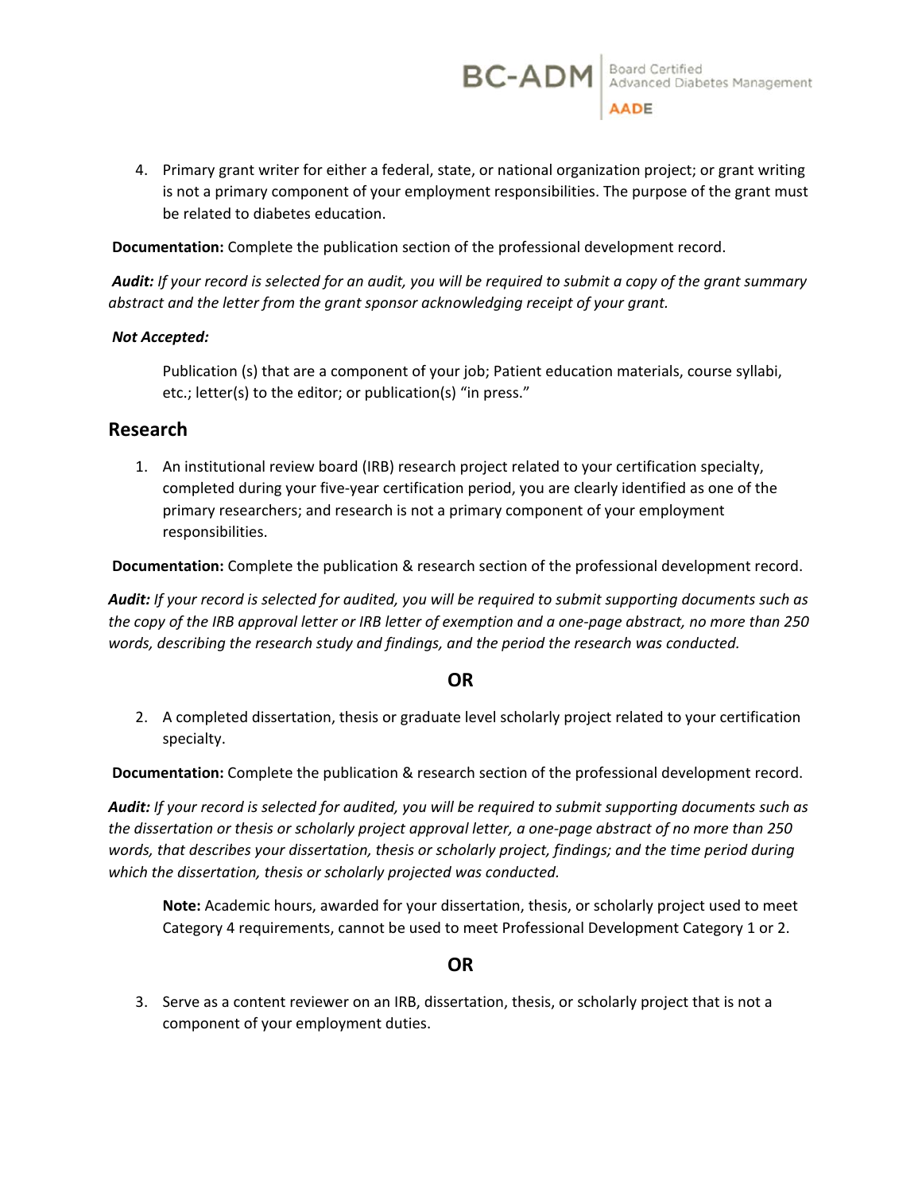4. Primary grant writer for either a federal, state, or national organization project; or grant writing is not a primary component of your employment responsibilities. The purpose of the grant must be related to diabetes education.

**Documentation:** Complete the publication section of the professional development record.

***Audit:*** *If your record is selected for an audit, you will be required to submit a copy of the grant summary abstract and the letter from the grant sponsor acknowledging receipt of your grant.*

***Not Accepted:***

> Publication (s) that are a component of your job; Patient education materials, course syllabi, etc.; letter(s) to the editor; or publication(s) "in press."

## Research

1. An institutional review board (IRB) research project related to your certification specialty, completed during your five-year certification period, you are clearly identified as one of the primary researchers; and research is not a primary component of your employment responsibilities.

**Documentation:** Complete the publication & research section of the professional development record.

***Audit:*** *If your record is selected for audited, you will be required to submit supporting documents such as the copy of the IRB approval letter or IRB letter of exemption and a one-page abstract, no more than 250 words, describing the research study and findings, and the period the research was conducted.*

**OR**

2. A completed dissertation, thesis or graduate level scholarly project related to your certification specialty.

**Documentation:** Complete the publication & research section of the professional development record.

***Audit:*** *If your record is selected for audited, you will be required to submit supporting documents such as the dissertation or thesis or scholarly project approval letter, a one-page abstract of no more than 250 words, that describes your dissertation, thesis or scholarly project, findings; and the time period during which the dissertation, thesis or scholarly projected was conducted.*

> **Note:** Academic hours, awarded for your dissertation, thesis, or scholarly project used to meet Category 4 requirements, cannot be used to meet Professional Development Category 1 or 2.

**OR**

3. Serve as a content reviewer on an IRB, dissertation, thesis, or scholarly project that is not a component of your employment duties.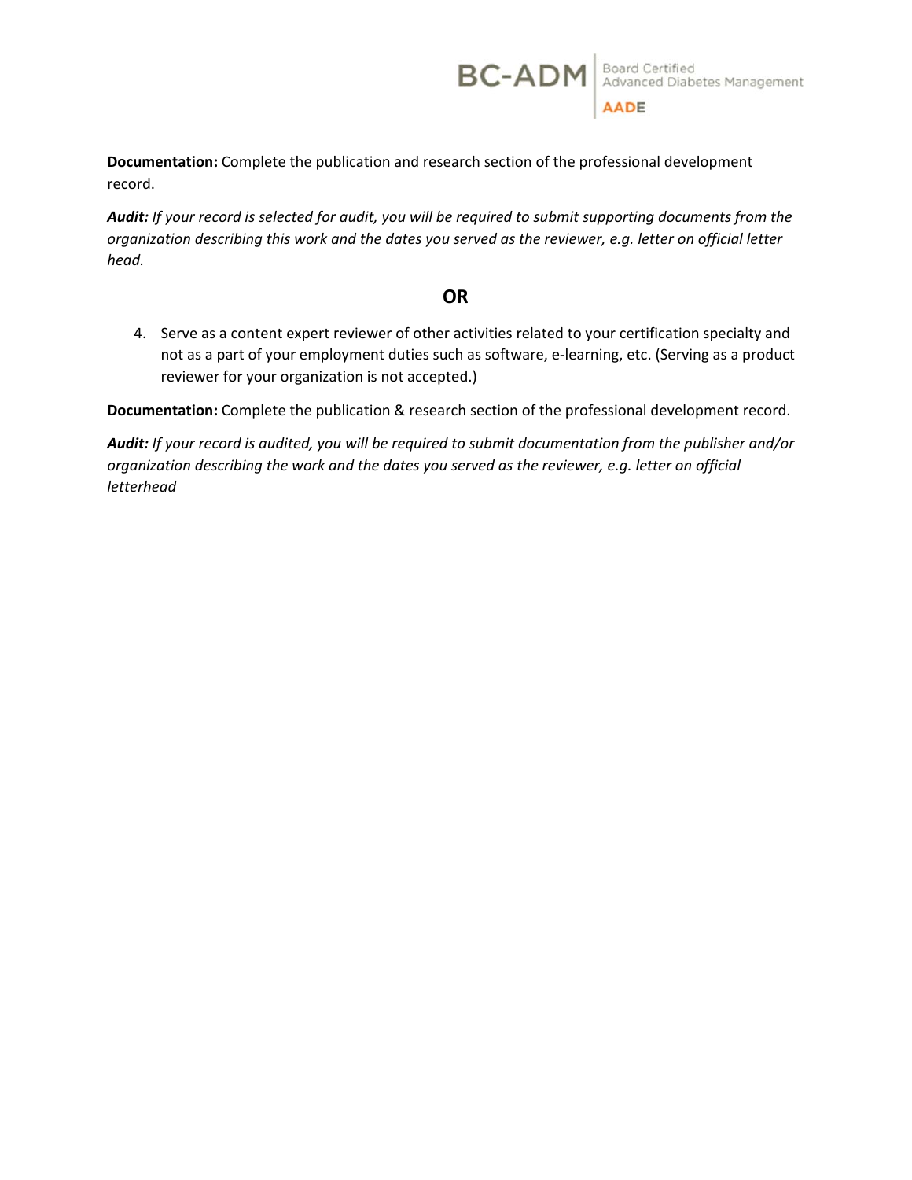**Documentation:** Complete the publication and research section of the professional development record.

***Audit:*** *If your record is selected for audit, you will be required to submit supporting documents from the organization describing this work and the dates you served as the reviewer, e.g. letter on official letter head.*

**OR**

4. Serve as a content expert reviewer of other activities related to your certification specialty and not as a part of your employment duties such as software, e-learning, etc. (Serving as a product reviewer for your organization is not accepted.)

**Documentation:** Complete the publication & research section of the professional development record.

***Audit:*** *If your record is audited, you will be required to submit documentation from the publisher and/or organization describing the work and the dates you served as the reviewer, e.g. letter on official letterhead*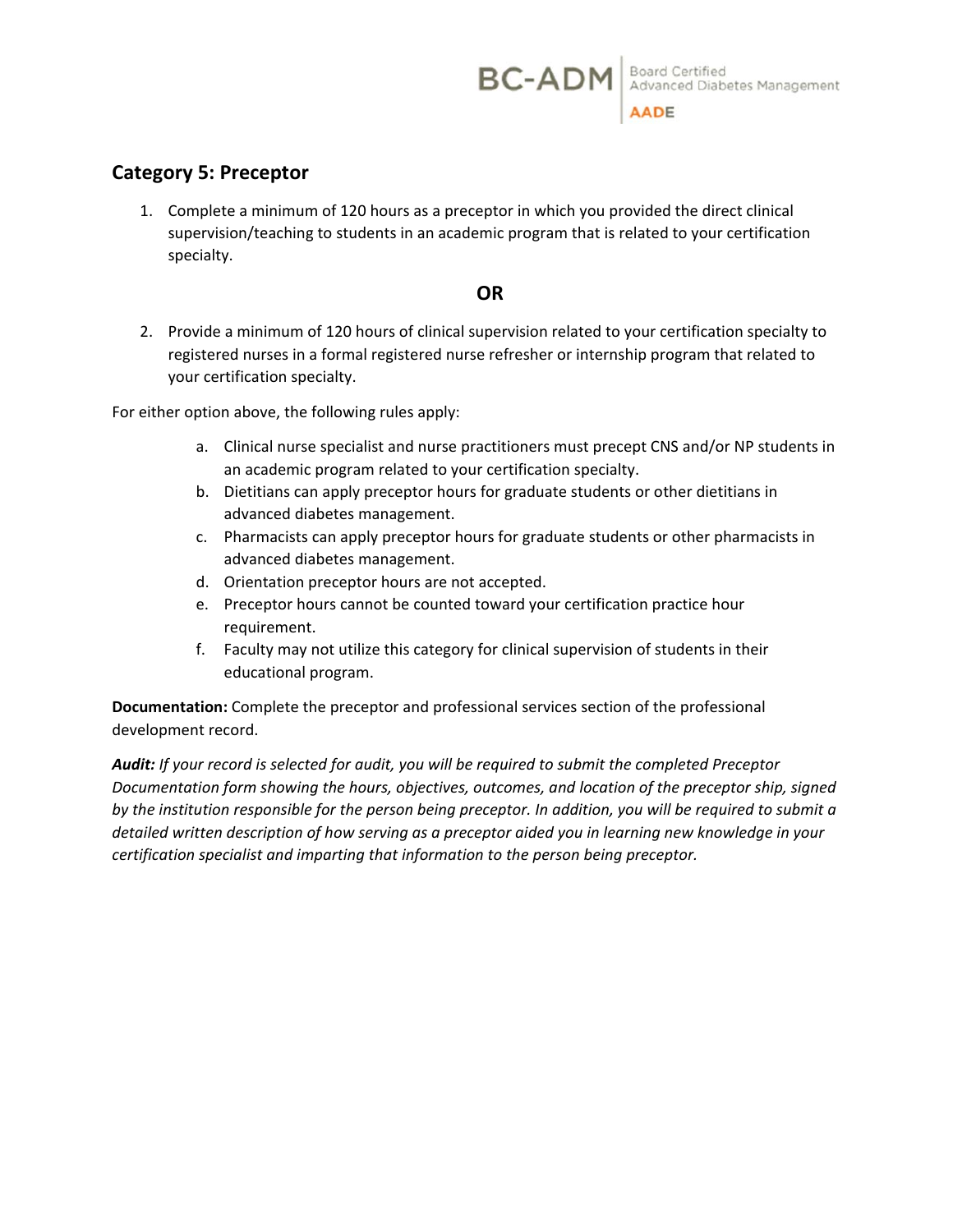## Category 5: Preceptor

1. Complete a minimum of 120 hours as a preceptor in which you provided the direct clinical supervision/teaching to students in an academic program that is related to your certification specialty.

**OR**

2. Provide a minimum of 120 hours of clinical supervision related to your certification specialty to registered nurses in a formal registered nurse refresher or internship program that related to your certification specialty.

For either option above, the following rules apply:

a. Clinical nurse specialist and nurse practitioners must precept CNS and/or NP students in an academic program related to your certification specialty.
b. Dietitians can apply preceptor hours for graduate students or other dietitians in advanced diabetes management.
c. Pharmacists can apply preceptor hours for graduate students or other pharmacists in advanced diabetes management.
d. Orientation preceptor hours are not accepted.
e. Preceptor hours cannot be counted toward your certification practice hour requirement.
f. Faculty may not utilize this category for clinical supervision of students in their educational program.

**Documentation:** Complete the preceptor and professional services section of the professional development record.

***Audit:*** *If your record is selected for audit, you will be required to submit the completed Preceptor Documentation form showing the hours, objectives, outcomes, and location of the preceptor ship, signed by the institution responsible for the person being preceptor. In addition, you will be required to submit a detailed written description of how serving as a preceptor aided you in learning new knowledge in your certification specialist and imparting that information to the person being preceptor.*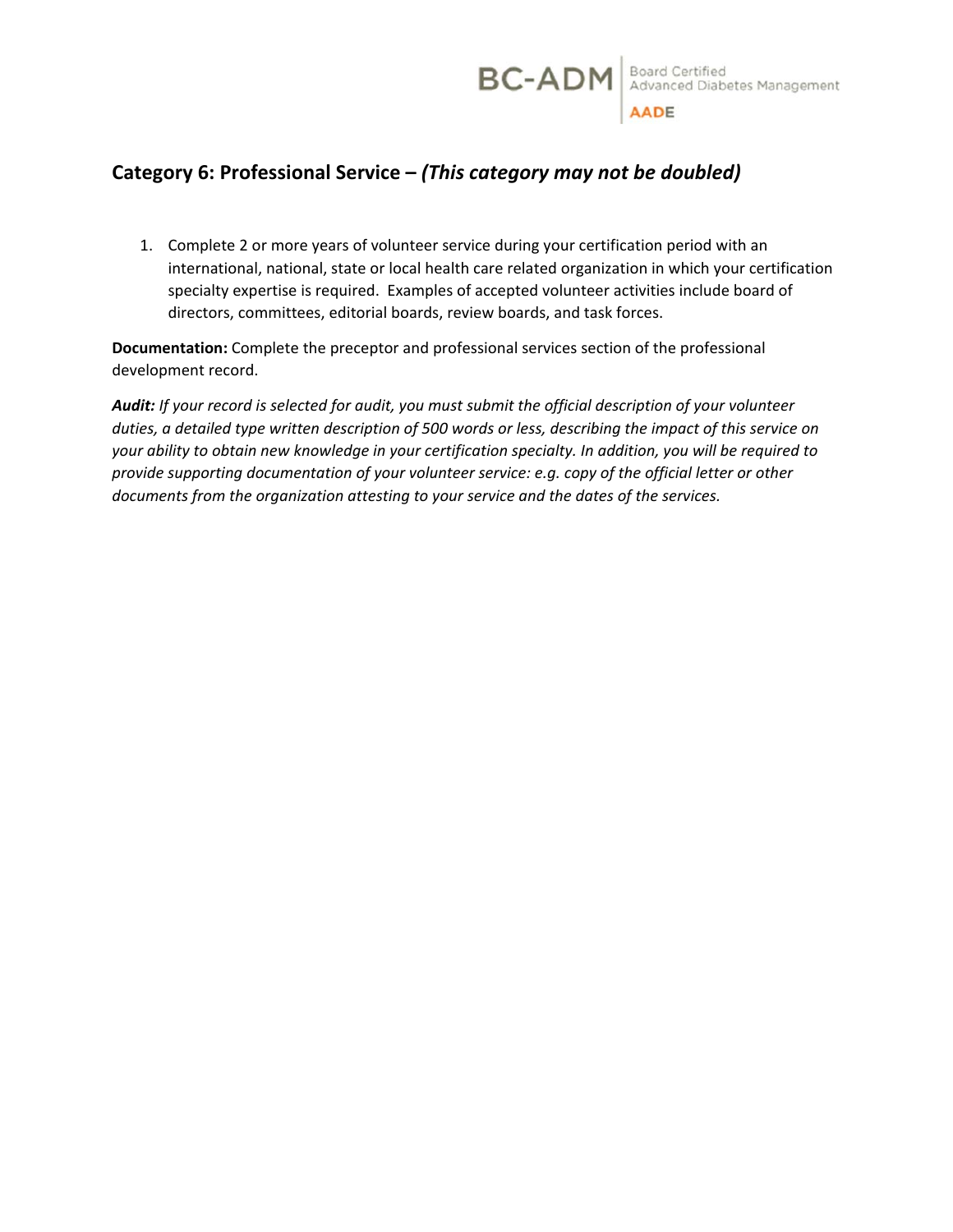## Category 6: Professional Service – *(This category may not be doubled)*

1. Complete 2 or more years of volunteer service during your certification period with an international, national, state or local health care related organization in which your certification specialty expertise is required. Examples of accepted volunteer activities include board of directors, committees, editorial boards, review boards, and task forces.

**Documentation:** Complete the preceptor and professional services section of the professional development record.

***Audit:*** *If your record is selected for audit, you must submit the official description of your volunteer duties, a detailed type written description of 500 words or less, describing the impact of this service on your ability to obtain new knowledge in your certification specialty. In addition, you will be required to provide supporting documentation of your volunteer service: e.g. copy of the official letter or other documents from the organization attesting to your service and the dates of the services.*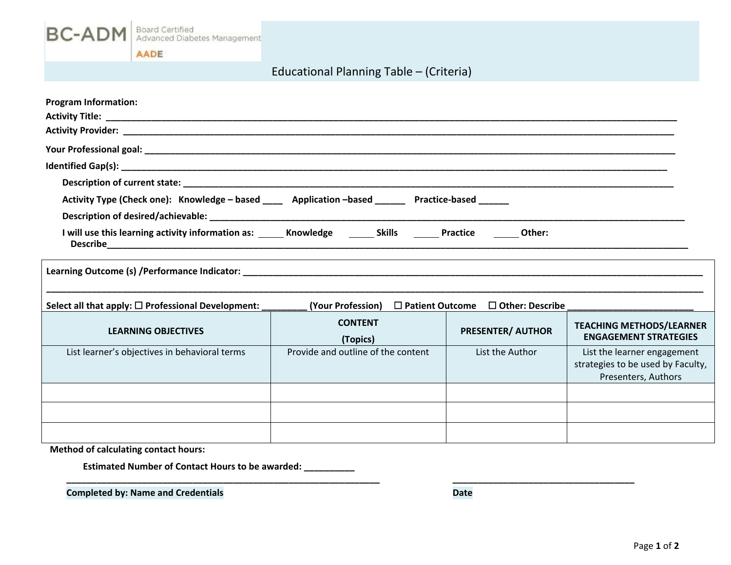BC-ADM Board Certified Advanced Diabetes Management AADE

# Educational Planning Table – (Criteria)

**Program Information:**

**Activity Title:** ____________________________________________________________________________________________

**Activity Provider:** __________________________________________________________________________________________

**Your Professional goal:** ______________________________________________________________________________________

**Identified Gap(s):** __________________________________________________________________________________________

**Description of current state:** _________________________________________________________________________________

**Activity Type (Check one): Knowledge – based ____ Application –based ______ Practice-based ______**

**Description of desired/achievable:** _____________________________________________________________________________

**I will use this learning activity information as: _____ Knowledge _____ Skills _____ Practice _____ Other:**
**Describe**____________________________________________________________________________________________________

**Learning Outcome (s) /Performance Indicator:** _______________________________________________________________________

________________________________________________________________________________________________________________

**Select all that apply: ☐ Professional Development: _________ (Your Profession) ☐ Patient Outcome ☐ Other: Describe** ________________________

| LEARNING OBJECTIVES | CONTENT (Topics) | PRESENTER/ AUTHOR | TEACHING METHODS/LEARNER ENGAGEMENT STRATEGIES |
| --- | --- | --- | --- |
| List learner's objectives in behavioral terms | Provide and outline of the content | List the Author | List the learner engagement strategies to be used by Faculty, Presenters, Authors |
| | | | |
| | | | |
| | | | |

**Method of calculating contact hours:**

**Estimated Number of Contact Hours to be awarded:** __________

_______________________________________________________________ ____________________________________

**Completed by: Name and Credentials** **Date**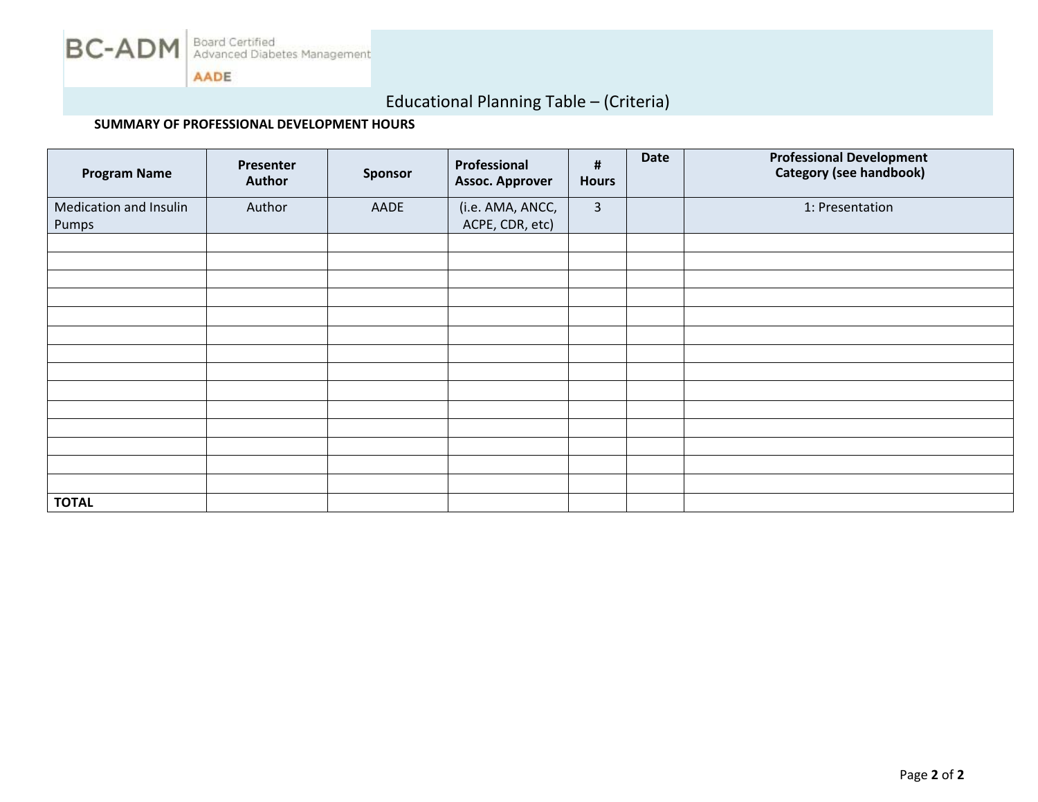BC-ADM Board Certified Advanced Diabetes Management AADE

# Educational Planning Table – (Criteria)

**SUMMARY OF PROFESSIONAL DEVELOPMENT HOURS**

| Program Name | Presenter Author | Sponsor | Professional Assoc. Approver | # Hours | Date | Professional Development Category (see handbook) |
|---|---|---|---|---|---|---|
| Medication and Insulin Pumps | Author | AADE | (i.e. AMA, ANCC, ACPE, CDR, etc) | 3 | | 1: Presentation |
| | | | | | | |
| | | | | | | |
| | | | | | | |
| | | | | | | |
| | | | | | | |
| | | | | | | |
| | | | | | | |
| | | | | | | |
| | | | | | | |
| | | | | | | |
| | | | | | | |
| | | | | | | |
| | | | | | | |
| | | | | | | |
| **TOTAL** | | | | | | |